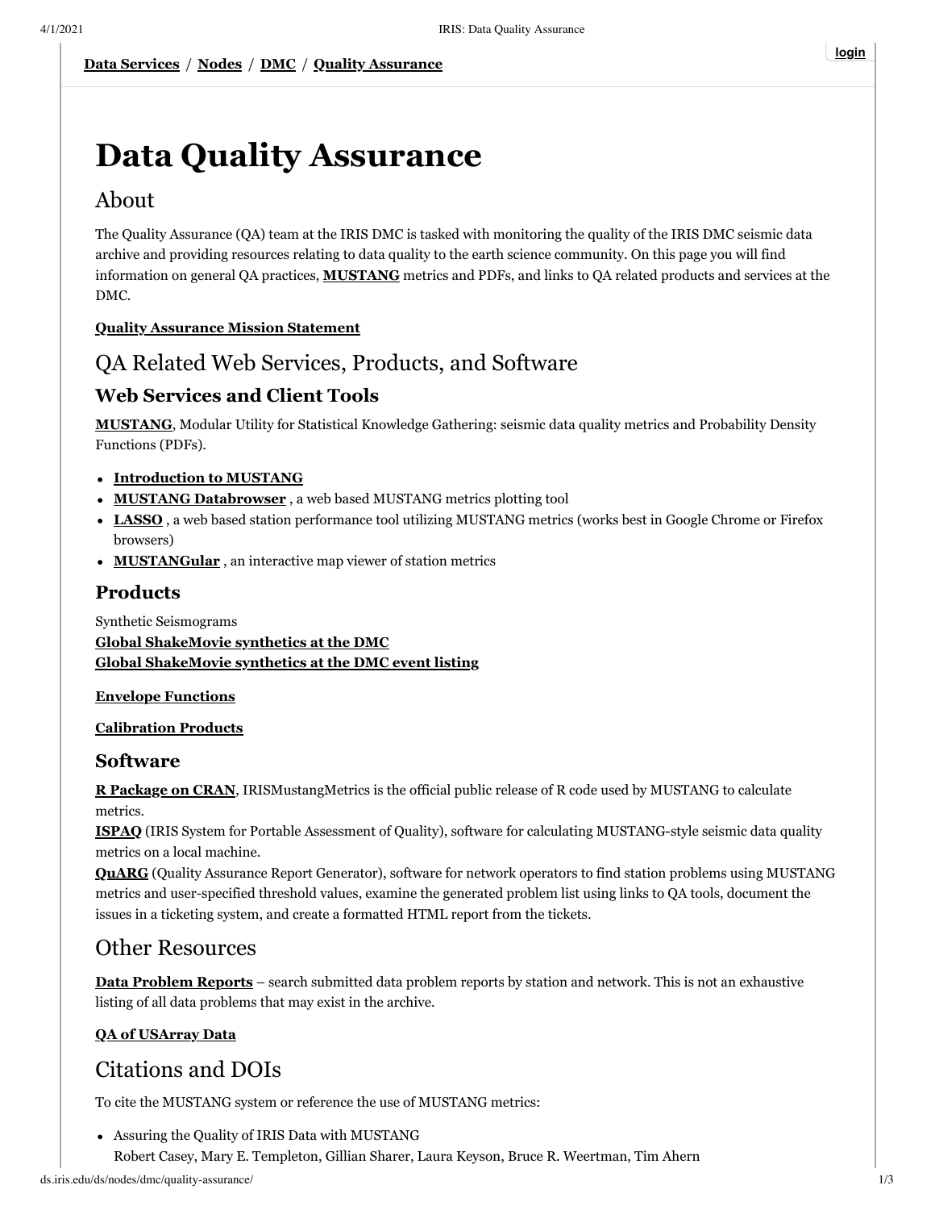**Data Services** / **Nodes** / **DMC** / **Quality Assurance**

login

# Data Quality Assurance

## About

The Quality Assurance (QA) team at the IRIS DMC is tasked with monitoring the quality of the IRIS DMC seismic data archive and providing resources relating to data quality to the earth science community. On this page you will find information on general QA practices, **MUSTANG** metrics and PDFs, and links to QA related products and services at the DMC.

**Quality Assurance Mission Statement**

## QA Related Web Services, Products, and Software

### Web Services and Client Tools

**MUSTANG**, Modular Utility for Statistical Knowledge Gathering: seismic data quality metrics and Probability Density Functions (PDFs).

- **Introduction to MUSTANG**
- **MUSTANG Databrowser** , a web based MUSTANG metrics plotting tool
- **LASSO** , a web based station performance tool utilizing MUSTANG metrics (works best in Google Chrome or Firefox browsers)
- **MUSTANGular** , an interactive map viewer of station metrics

### Products

Synthetic Seismograms
**Global ShakeMovie synthetics at the DMC**
**Global ShakeMovie synthetics at the DMC event listing**

**Envelope Functions**

**Calibration Products**

### Software

**R Package on CRAN**, IRISMustangMetrics is the official public release of R code used by MUSTANG to calculate metrics.
**ISPAQ** (IRIS System for Portable Assessment of Quality), software for calculating MUSTANG-style seismic data quality metrics on a local machine.
**QuARG** (Quality Assurance Report Generator), software for network operators to find station problems using MUSTANG metrics and user-specified threshold values, examine the generated problem list using links to QA tools, document the issues in a ticketing system, and create a formatted HTML report from the tickets.

## Other Resources

**Data Problem Reports** – search submitted data problem reports by station and network. This is not an exhaustive listing of all data problems that may exist in the archive.

**QA of USArray Data**

## Citations and DOIs

To cite the MUSTANG system or reference the use of MUSTANG metrics:

- Assuring the Quality of IRIS Data with MUSTANG
  Robert Casey, Mary E. Templeton, Gillian Sharer, Laura Keyson, Bruce R. Weertman, Tim Ahern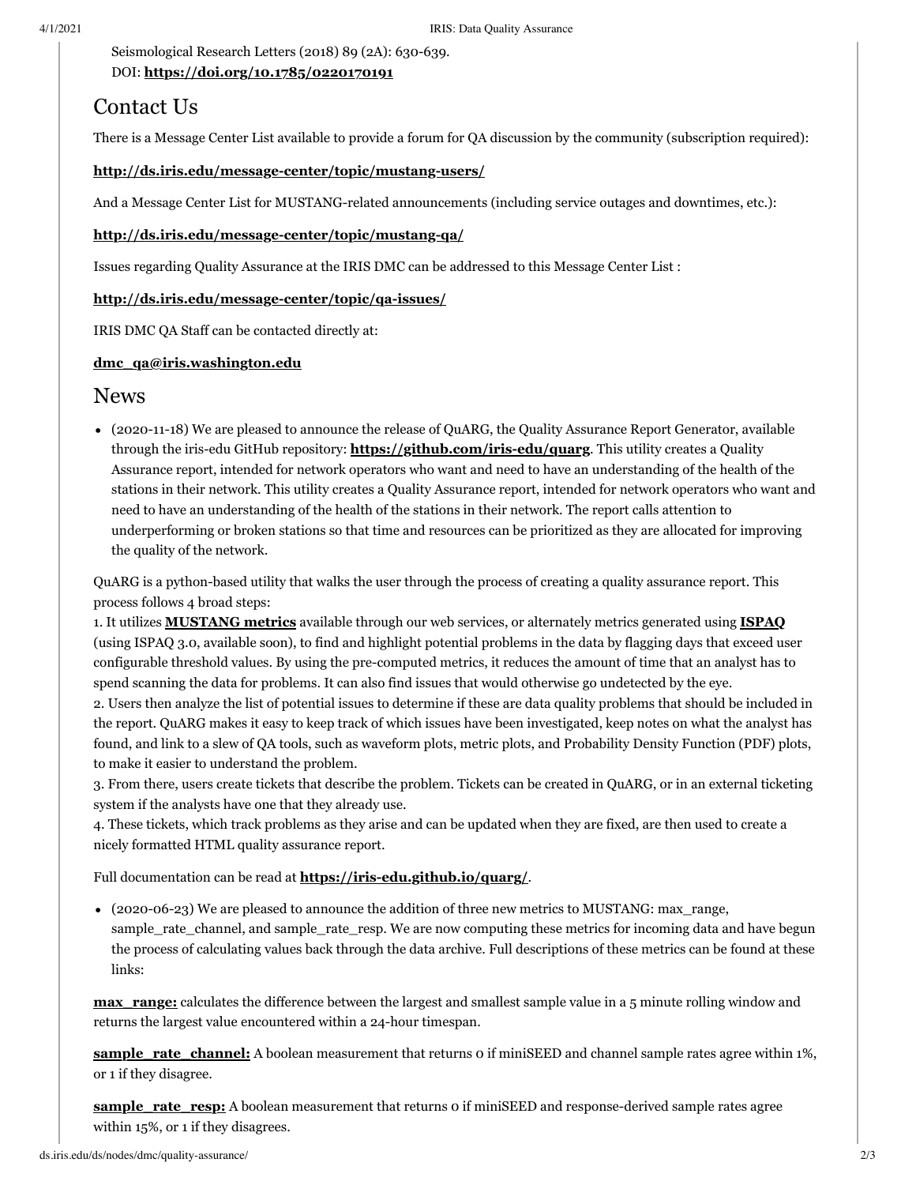Seismological Research Letters (2018) 89 (2A): 630-639.
DOI: **https://doi.org/10.1785/0220170191**

## Contact Us

There is a Message Center List available to provide a forum for QA discussion by the community (subscription required):

**http://ds.iris.edu/message-center/topic/mustang-users/**

And a Message Center List for MUSTANG-related announcements (including service outages and downtimes, etc.):

**http://ds.iris.edu/message-center/topic/mustang-qa/**

Issues regarding Quality Assurance at the IRIS DMC can be addressed to this Message Center List :

**http://ds.iris.edu/message-center/topic/qa-issues/**

IRIS DMC QA Staff can be contacted directly at:

**dmc_qa@iris.washington.edu**

## News

- (2020-11-18) We are pleased to announce the release of QuARG, the Quality Assurance Report Generator, available through the iris-edu GitHub repository: **https://github.com/iris-edu/quarg**. This utility creates a Quality Assurance report, intended for network operators who want and need to have an understanding of the health of the stations in their network. This utility creates a Quality Assurance report, intended for network operators who want and need to have an understanding of the health of the stations in their network. The report calls attention to underperforming or broken stations so that time and resources can be prioritized as they are allocated for improving the quality of the network.

QuARG is a python-based utility that walks the user through the process of creating a quality assurance report. This process follows 4 broad steps:
1. It utilizes **MUSTANG metrics** available through our web services, or alternately metrics generated using **ISPAQ** (using ISPAQ 3.0, available soon), to find and highlight potential problems in the data by flagging days that exceed user configurable threshold values. By using the pre-computed metrics, it reduces the amount of time that an analyst has to spend scanning the data for problems. It can also find issues that would otherwise go undetected by the eye.
2. Users then analyze the list of potential issues to determine if these are data quality problems that should be included in the report. QuARG makes it easy to keep track of which issues have been investigated, keep notes on what the analyst has found, and link to a slew of QA tools, such as waveform plots, metric plots, and Probability Density Function (PDF) plots, to make it easier to understand the problem.
3. From there, users create tickets that describe the problem. Tickets can be created in QuARG, or in an external ticketing system if the analysts have one that they already use.
4. These tickets, which track problems as they arise and can be updated when they are fixed, are then used to create a nicely formatted HTML quality assurance report.

Full documentation can be read at **https://iris-edu.github.io/quarg/**.

- (2020-06-23) We are pleased to announce the addition of three new metrics to MUSTANG: max_range, sample_rate_channel, and sample_rate_resp. We are now computing these metrics for incoming data and have begun the process of calculating values back through the data archive. Full descriptions of these metrics can be found at these links:

**max_range:** calculates the difference between the largest and smallest sample value in a 5 minute rolling window and returns the largest value encountered within a 24-hour timespan.

**sample_rate_channel:** A boolean measurement that returns 0 if miniSEED and channel sample rates agree within 1%, or 1 if they disagree.

**sample_rate_resp:** A boolean measurement that returns 0 if miniSEED and response-derived sample rates agree within 15%, or 1 if they disagrees.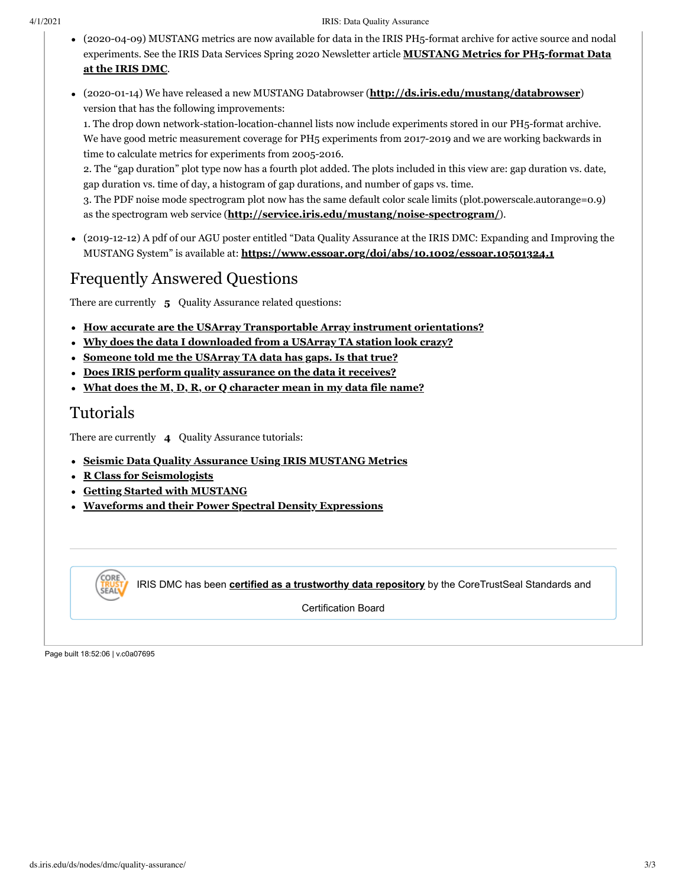- (2020-04-09) MUSTANG metrics are now available for data in the IRIS PH5-format archive for active source and nodal experiments. See the IRIS Data Services Spring 2020 Newsletter article **MUSTANG Metrics for PH5-format Data at the IRIS DMC**.

- (2020-01-14) We have released a new MUSTANG Databrowser (**http://ds.iris.edu/mustang/databrowser**) version that has the following improvements:
  1. The drop down network-station-location-channel lists now include experiments stored in our PH5-format archive. We have good metric measurement coverage for PH5 experiments from 2017-2019 and we are working backwards in time to calculate metrics for experiments from 2005-2016.
  2. The "gap duration" plot type now has a fourth plot added. The plots included in this view are: gap duration vs. date, gap duration vs. time of day, a histogram of gap durations, and number of gaps vs. time.
  3. The PDF noise mode spectrogram plot now has the same default color scale limits (plot.powerscale.autorange=0.9) as the spectrogram web service (**http://service.iris.edu/mustang/noise-spectrogram/**).

- (2019-12-12) A pdf of our AGU poster entitled "Data Quality Assurance at the IRIS DMC: Expanding and Improving the MUSTANG System" is available at: **https://www.essoar.org/doi/abs/10.1002/essoar.10501324.1**

## Frequently Answered Questions

There are currently **5** Quality Assurance related questions:

- **How accurate are the USArray Transportable Array instrument orientations?**
- **Why does the data I downloaded from a USArray TA station look crazy?**
- **Someone told me the USArray TA data has gaps. Is that true?**
- **Does IRIS perform quality assurance on the data it receives?**
- **What does the M, D, R, or Q character mean in my data file name?**

## Tutorials

There are currently **4** Quality Assurance tutorials:

- **Seismic Data Quality Assurance Using IRIS MUSTANG Metrics**
- **R Class for Seismologists**
- **Getting Started with MUSTANG**
- **Waveforms and their Power Spectral Density Expressions**

IRIS DMC has been **certified as a trustworthy data repository** by the CoreTrustSeal Standards and Certification Board

Page built 18:52:06 | v.c0a07695